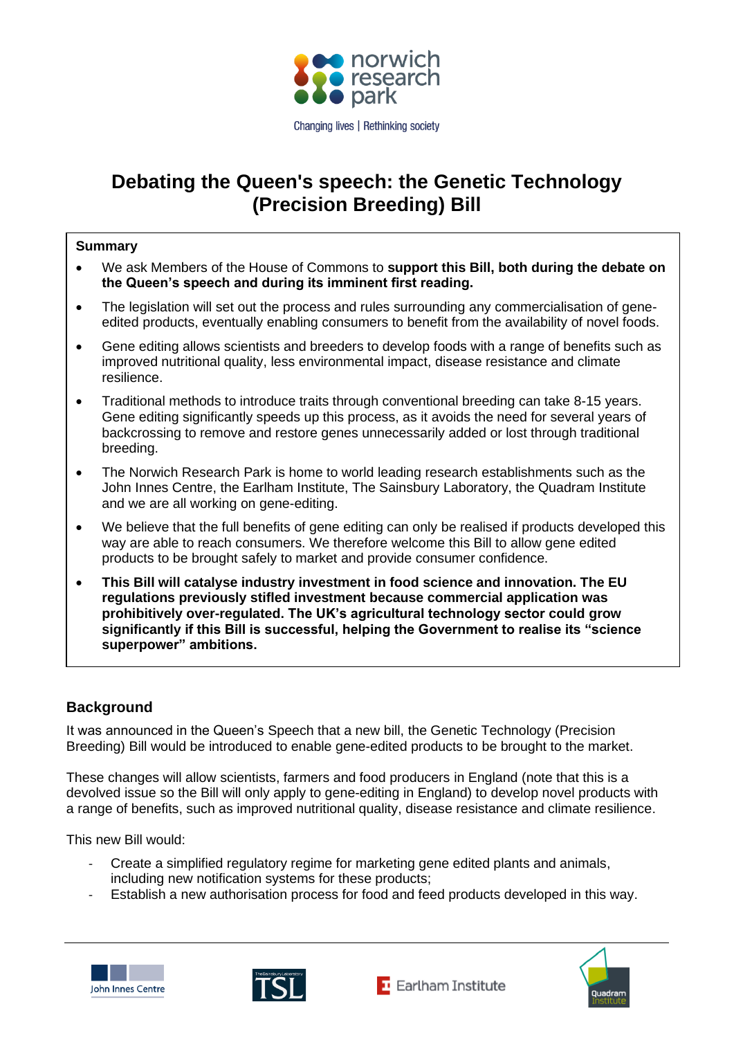# Debating the Queen's speech: the Genetic Technology (Precision Breeding) Bill

**Summary**

- We ask Members of the House of Commons to **support this Bill, both during the debate on the Queen's speech and during its imminent first reading.**
- The legislation will set out the process and rules surrounding any commercialisation of gene-edited products, eventually enabling consumers to benefit from the availability of novel foods.
- Gene editing allows scientists and breeders to develop foods with a range of benefits such as improved nutritional quality, less environmental impact, disease resistance and climate resilience.
- Traditional methods to introduce traits through conventional breeding can take 8-15 years. Gene editing significantly speeds up this process, as it avoids the need for several years of backcrossing to remove and restore genes unnecessarily added or lost through traditional breeding.
- The Norwich Research Park is home to world leading research establishments such as the John Innes Centre, the Earlham Institute, The Sainsbury Laboratory, the Quadram Institute and we are all working on gene-editing.
- We believe that the full benefits of gene editing can only be realised if products developed this way are able to reach consumers. We therefore welcome this Bill to allow gene edited products to be brought safely to market and provide consumer confidence.
- **This Bill will catalyse industry investment in food science and innovation. The EU regulations previously stifled investment because commercial application was prohibitively over-regulated. The UK's agricultural technology sector could grow significantly if this Bill is successful, helping the Government to realise its "science superpower" ambitions.**

## Background

It was announced in the Queen's Speech that a new bill, the Genetic Technology (Precision Breeding) Bill would be introduced to enable gene-edited products to be brought to the market.

These changes will allow scientists, farmers and food producers in England (note that this is a devolved issue so the Bill will only apply to gene-editing in England) to develop novel products with a range of benefits, such as improved nutritional quality, disease resistance and climate resilience.

This new Bill would:

- Create a simplified regulatory regime for marketing gene edited plants and animals, including new notification systems for these products;
- Establish a new authorisation process for food and feed products developed in this way.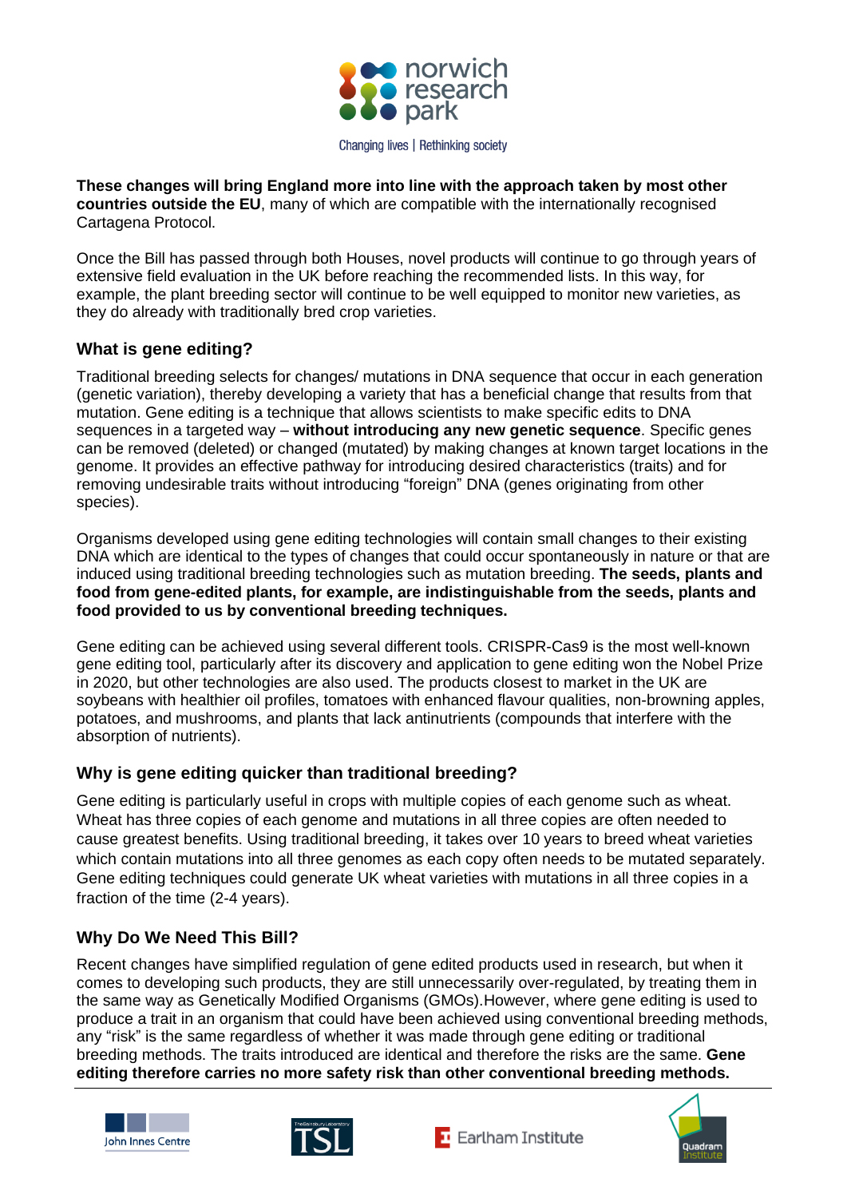**These changes will bring England more into line with the approach taken by most other countries outside the EU**, many of which are compatible with the internationally recognised Cartagena Protocol.

Once the Bill has passed through both Houses, novel products will continue to go through years of extensive field evaluation in the UK before reaching the recommended lists. In this way, for example, the plant breeding sector will continue to be well equipped to monitor new varieties, as they do already with traditionally bred crop varieties.

## What is gene editing?

Traditional breeding selects for changes/ mutations in DNA sequence that occur in each generation (genetic variation), thereby developing a variety that has a beneficial change that results from that mutation. Gene editing is a technique that allows scientists to make specific edits to DNA sequences in a targeted way – **without introducing any new genetic sequence**. Specific genes can be removed (deleted) or changed (mutated) by making changes at known target locations in the genome. It provides an effective pathway for introducing desired characteristics (traits) and for removing undesirable traits without introducing "foreign" DNA (genes originating from other species).

Organisms developed using gene editing technologies will contain small changes to their existing DNA which are identical to the types of changes that could occur spontaneously in nature or that are induced using traditional breeding technologies such as mutation breeding. **The seeds, plants and food from gene-edited plants, for example, are indistinguishable from the seeds, plants and food provided to us by conventional breeding techniques.**

Gene editing can be achieved using several different tools. CRISPR-Cas9 is the most well-known gene editing tool, particularly after its discovery and application to gene editing won the Nobel Prize in 2020, but other technologies are also used. The products closest to market in the UK are soybeans with healthier oil profiles, tomatoes with enhanced flavour qualities, non-browning apples, potatoes, and mushrooms, and plants that lack antinutrients (compounds that interfere with the absorption of nutrients).

## Why is gene editing quicker than traditional breeding?

Gene editing is particularly useful in crops with multiple copies of each genome such as wheat. Wheat has three copies of each genome and mutations in all three copies are often needed to cause greatest benefits. Using traditional breeding, it takes over 10 years to breed wheat varieties which contain mutations into all three genomes as each copy often needs to be mutated separately. Gene editing techniques could generate UK wheat varieties with mutations in all three copies in a fraction of the time (2-4 years).

## Why Do We Need This Bill?

Recent changes have simplified regulation of gene edited products used in research, but when it comes to developing such products, they are still unnecessarily over-regulated, by treating them in the same way as Genetically Modified Organisms (GMOs).However, where gene editing is used to produce a trait in an organism that could have been achieved using conventional breeding methods, any "risk" is the same regardless of whether it was made through gene editing or traditional breeding methods. The traits introduced are identical and therefore the risks are the same. **Gene editing therefore carries no more safety risk than other conventional breeding methods.**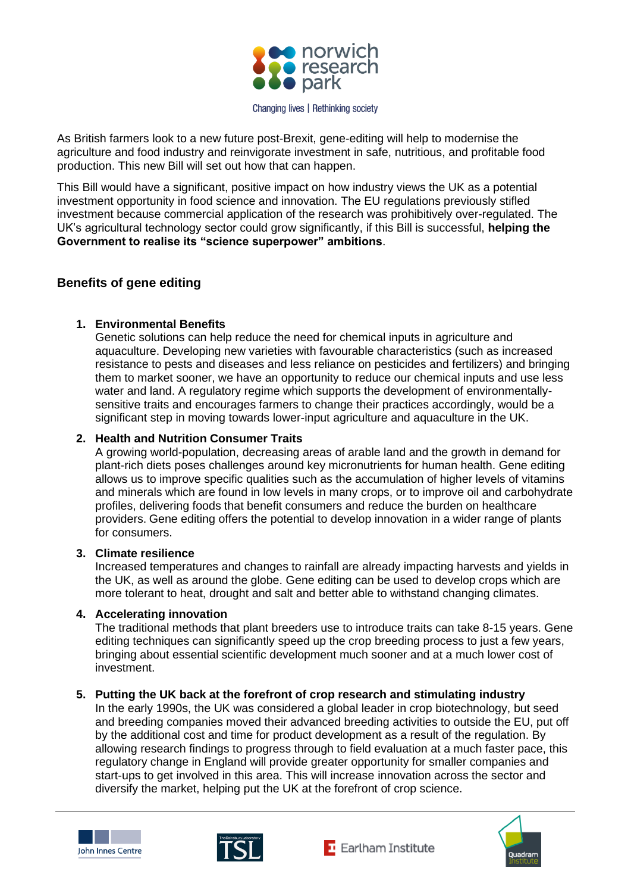As British farmers look to a new future post-Brexit, gene-editing will help to modernise the agriculture and food industry and reinvigorate investment in safe, nutritious, and profitable food production. This new Bill will set out how that can happen.

This Bill would have a significant, positive impact on how industry views the UK as a potential investment opportunity in food science and innovation. The EU regulations previously stifled investment because commercial application of the research was prohibitively over-regulated. The UK's agricultural technology sector could grow significantly, if this Bill is successful, **helping the Government to realise its "science superpower" ambitions**.

## Benefits of gene editing

1. **Environmental Benefits**
   Genetic solutions can help reduce the need for chemical inputs in agriculture and aquaculture. Developing new varieties with favourable characteristics (such as increased resistance to pests and diseases and less reliance on pesticides and fertilizers) and bringing them to market sooner, we have an opportunity to reduce our chemical inputs and use less water and land. A regulatory regime which supports the development of environmentally-sensitive traits and encourages farmers to change their practices accordingly, would be a significant step in moving towards lower-input agriculture and aquaculture in the UK.

2. **Health and Nutrition Consumer Traits**
   A growing world-population, decreasing areas of arable land and the growth in demand for plant-rich diets poses challenges around key micronutrients for human health. Gene editing allows us to improve specific qualities such as the accumulation of higher levels of vitamins and minerals which are found in low levels in many crops, or to improve oil and carbohydrate profiles, delivering foods that benefit consumers and reduce the burden on healthcare providers. Gene editing offers the potential to develop innovation in a wider range of plants for consumers.

3. **Climate resilience**
   Increased temperatures and changes to rainfall are already impacting harvests and yields in the UK, as well as around the globe. Gene editing can be used to develop crops which are more tolerant to heat, drought and salt and better able to withstand changing climates.

4. **Accelerating innovation**
   The traditional methods that plant breeders use to introduce traits can take 8-15 years. Gene editing techniques can significantly speed up the crop breeding process to just a few years, bringing about essential scientific development much sooner and at a much lower cost of investment.

5. **Putting the UK back at the forefront of crop research and stimulating industry**
   In the early 1990s, the UK was considered a global leader in crop biotechnology, but seed and breeding companies moved their advanced breeding activities to outside the EU, put off by the additional cost and time for product development as a result of the regulation. By allowing research findings to progress through to field evaluation at a much faster pace, this regulatory change in England will provide greater opportunity for smaller companies and start-ups to get involved in this area. This will increase innovation across the sector and diversify the market, helping put the UK at the forefront of crop science.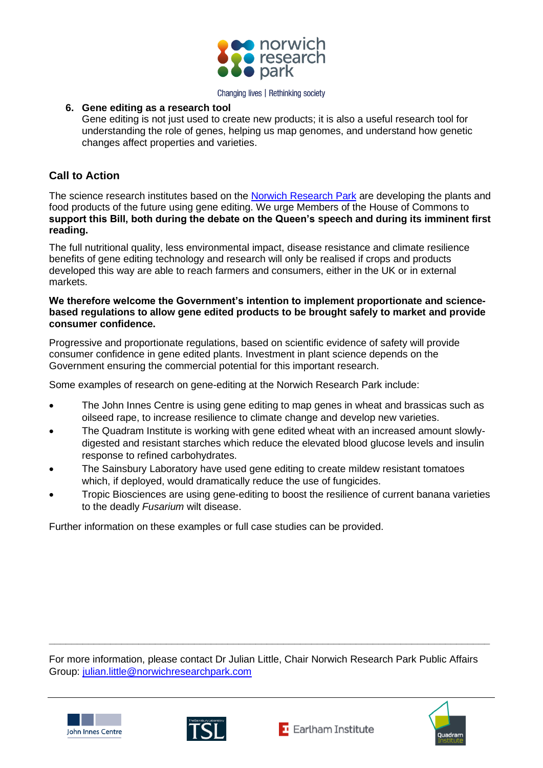6. **Gene editing as a research tool**
   Gene editing is not just used to create new products; it is also a useful research tool for understanding the role of genes, helping us map genomes, and understand how genetic changes affect properties and varieties.

## Call to Action

The science research institutes based on the [Norwich Research Park](https://www.norwichresearchpark.com) are developing the plants and food products of the future using gene editing. We urge Members of the House of Commons to **support this Bill, both during the debate on the Queen's speech and during its imminent first reading.**

The full nutritional quality, less environmental impact, disease resistance and climate resilience benefits of gene editing technology and research will only be realised if crops and products developed this way are able to reach farmers and consumers, either in the UK or in external markets.

**We therefore welcome the Government's intention to implement proportionate and science-based regulations to allow gene edited products to be brought safely to market and provide consumer confidence.**

Progressive and proportionate regulations, based on scientific evidence of safety will provide consumer confidence in gene edited plants. Investment in plant science depends on the Government ensuring the commercial potential for this important research.

Some examples of research on gene-editing at the Norwich Research Park include:

- The John Innes Centre is using gene editing to map genes in wheat and brassicas such as oilseed rape, to increase resilience to climate change and develop new varieties.
- The Quadram Institute is working with gene edited wheat with an increased amount slowly-digested and resistant starches which reduce the elevated blood glucose levels and insulin response to refined carbohydrates.
- The Sainsbury Laboratory have used gene editing to create mildew resistant tomatoes which, if deployed, would dramatically reduce the use of fungicides.
- Tropic Biosciences are using gene-editing to boost the resilience of current banana varieties to the deadly *Fusarium* wilt disease.

Further information on these examples or full case studies can be provided.

---

For more information, please contact Dr Julian Little, Chair Norwich Research Park Public Affairs Group: [julian.little@norwichresearchpark.com](mailto:julian.little@norwichresearchpark.com)